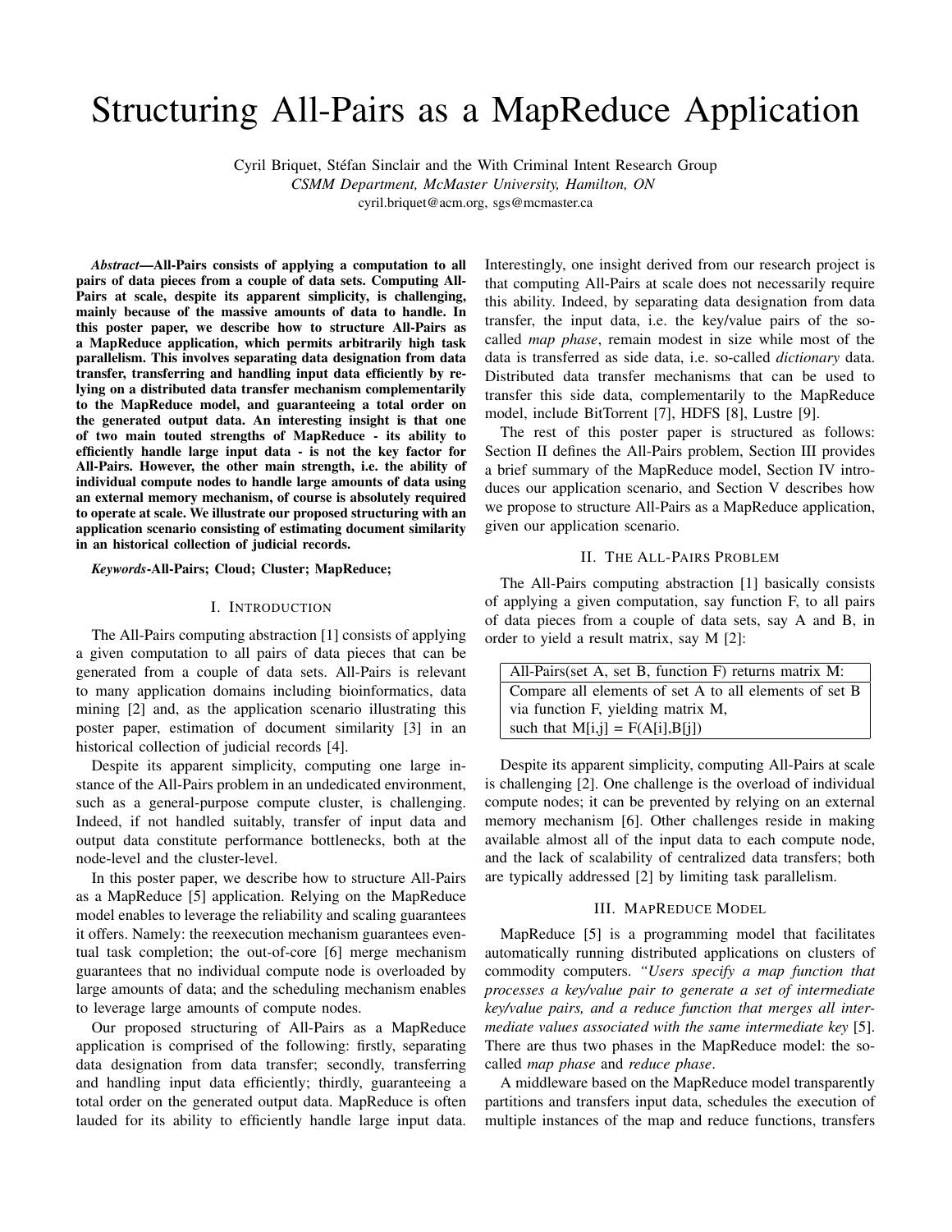# Structuring All-Pairs as a MapReduce Application

Cyril Briquet, Stéfan Sinclair and the With Criminal Intent Research Group
*CSMM Department, McMaster University, Hamilton, ON*
cyril.briquet@acm.org, sgs@mcmaster.ca

***Abstract*—All-Pairs consists of applying a computation to all pairs of data pieces from a couple of data sets. Computing All-Pairs at scale, despite its apparent simplicity, is challenging, mainly because of the massive amounts of data to handle. In this poster paper, we describe how to structure All-Pairs as a MapReduce application, which permits arbitrarily high task parallelism. This involves separating data designation from data transfer, transferring and handling input data efficiently by relying on a distributed data transfer mechanism complementarily to the MapReduce model, and guaranteeing a total order on the generated output data. An interesting insight is that one of two main touted strengths of MapReduce - its ability to efficiently handle large input data - is not the key factor for All-Pairs. However, the other main strength, i.e. the ability of individual compute nodes to handle large amounts of data using an external memory mechanism, of course is absolutely required to operate at scale. We illustrate our proposed structuring with an application scenario consisting of estimating document similarity in an historical collection of judicial records.**

***Keywords*-All-Pairs; Cloud; Cluster; MapReduce;**

## I. Introduction

The All-Pairs computing abstraction [1] consists of applying a given computation to all pairs of data pieces that can be generated from a couple of data sets. All-Pairs is relevant to many application domains including bioinformatics, data mining [2] and, as the application scenario illustrating this poster paper, estimation of document similarity [3] in an historical collection of judicial records [4].

Despite its apparent simplicity, computing one large instance of the All-Pairs problem in an undedicated environment, such as a general-purpose compute cluster, is challenging. Indeed, if not handled suitably, transfer of input data and output data constitute performance bottlenecks, both at the node-level and the cluster-level.

In this poster paper, we describe how to structure All-Pairs as a MapReduce [5] application. Relying on the MapReduce model enables to leverage the reliability and scaling guarantees it offers. Namely: the reexecution mechanism guarantees eventual task completion; the out-of-core [6] merge mechanism guarantees that no individual compute node is overloaded by large amounts of data; and the scheduling mechanism enables to leverage large amounts of compute nodes.

Our proposed structuring of All-Pairs as a MapReduce application is comprised of the following: firstly, separating data designation from data transfer; secondly, transferring and handling input data efficiently; thirdly, guaranteeing a total order on the generated output data. MapReduce is often lauded for its ability to efficiently handle large input data. Interestingly, one insight derived from our research project is that computing All-Pairs at scale does not necessarily require this ability. Indeed, by separating data designation from data transfer, the input data, i.e. the key/value pairs of the so-called *map phase*, remain modest in size while most of the data is transferred as side data, i.e. so-called *dictionary* data. Distributed data transfer mechanisms that can be used to transfer this side data, complementarily to the MapReduce model, include BitTorrent [7], HDFS [8], Lustre [9].

The rest of this poster paper is structured as follows: Section II defines the All-Pairs problem, Section III provides a brief summary of the MapReduce model, Section IV introduces our application scenario, and Section V describes how we propose to structure All-Pairs as a MapReduce application, given our application scenario.

## II. The All-Pairs Problem

The All-Pairs computing abstraction [1] basically consists of applying a given computation, say function F, to all pairs of data pieces from a couple of data sets, say A and B, in order to yield a result matrix, say M [2]:

| All-Pairs(set A, set B, function F) returns matrix M: |
|---|
| Compare all elements of set A to all elements of set B via function F, yielding matrix M, such that M[i,j] = F(A[i],B[j]) |

Despite its apparent simplicity, computing All-Pairs at scale is challenging [2]. One challenge is the overload of individual compute nodes; it can be prevented by relying on an external memory mechanism [6]. Other challenges reside in making available almost all of the input data to each compute node, and the lack of scalability of centralized data transfers; both are typically addressed [2] by limiting task parallelism.

## III. MapReduce Model

MapReduce [5] is a programming model that facilitates automatically running distributed applications on clusters of commodity computers. *"Users specify a map function that processes a key/value pair to generate a set of intermediate key/value pairs, and a reduce function that merges all intermediate values associated with the same intermediate key* [5]. There are thus two phases in the MapReduce model: the so-called *map phase* and *reduce phase*.

A middleware based on the MapReduce model transparently partitions and transfers input data, schedules the execution of multiple instances of the map and reduce functions, transfers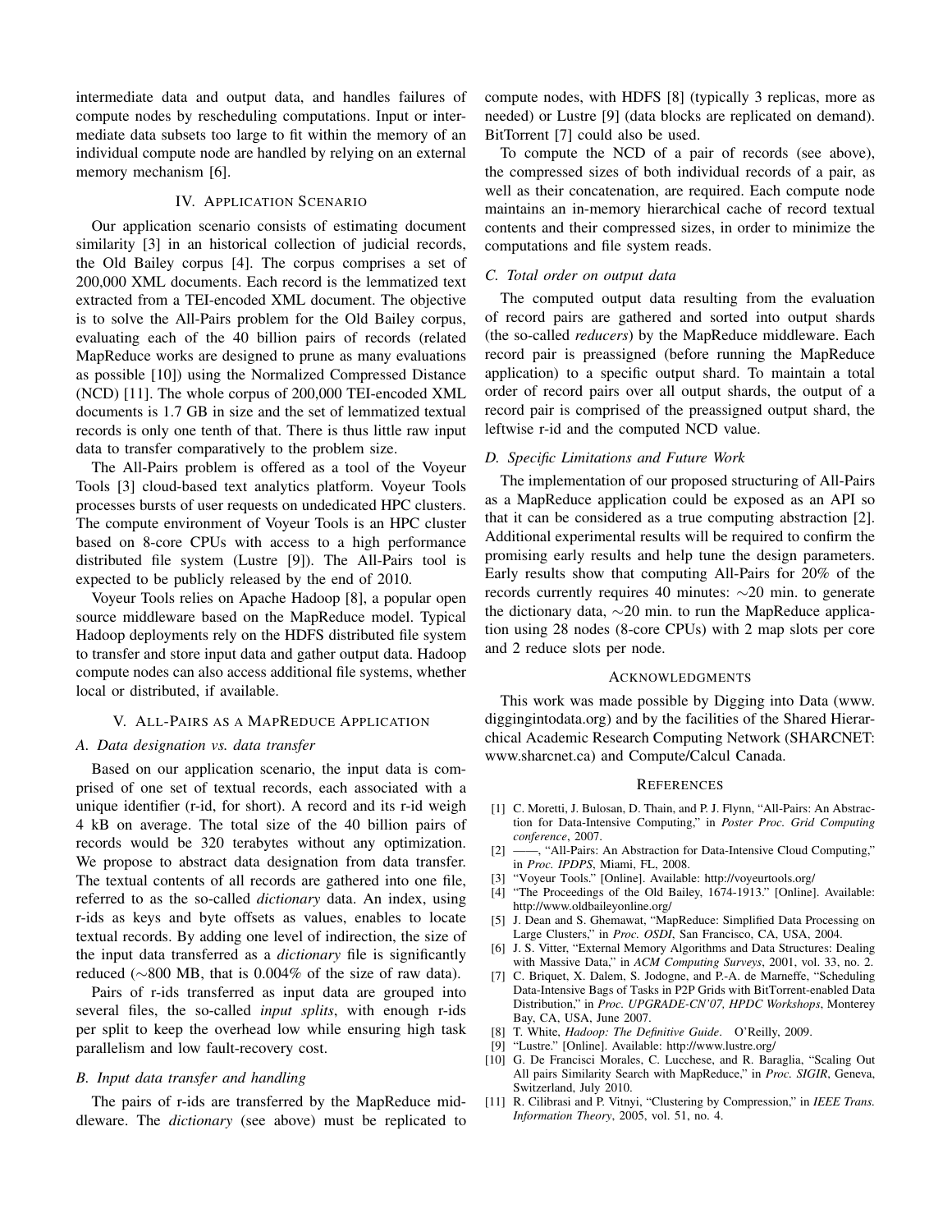intermediate data and output data, and handles failures of compute nodes by rescheduling computations. Input or intermediate data subsets too large to fit within the memory of an individual compute node are handled by relying on an external memory mechanism [6].

## IV. Application Scenario

Our application scenario consists of estimating document similarity [3] in an historical collection of judicial records, the Old Bailey corpus [4]. The corpus comprises a set of 200,000 XML documents. Each record is the lemmatized text extracted from a TEI-encoded XML document. The objective is to solve the All-Pairs problem for the Old Bailey corpus, evaluating each of the 40 billion pairs of records (related MapReduce works are designed to prune as many evaluations as possible [10]) using the Normalized Compressed Distance (NCD) [11]. The whole corpus of 200,000 TEI-encoded XML documents is 1.7 GB in size and the set of lemmatized textual records is only one tenth of that. There is thus little raw input data to transfer comparatively to the problem size.

The All-Pairs problem is offered as a tool of the Voyeur Tools [3] cloud-based text analytics platform. Voyeur Tools processes bursts of user requests on undedicated HPC clusters. The compute environment of Voyeur Tools is an HPC cluster based on 8-core CPUs with access to a high performance distributed file system (Lustre [9]). The All-Pairs tool is expected to be publicly released by the end of 2010.

Voyeur Tools relies on Apache Hadoop [8], a popular open source middleware based on the MapReduce model. Typical Hadoop deployments rely on the HDFS distributed file system to transfer and store input data and gather output data. Hadoop compute nodes can also access additional file systems, whether local or distributed, if available.

## V. All-Pairs as a MapReduce Application

### A. Data designation vs. data transfer

Based on our application scenario, the input data is comprised of one set of textual records, each associated with a unique identifier (r-id, for short). A record and its r-id weigh 4 kB on average. The total size of the 40 billion pairs of records would be 320 terabytes without any optimization. We propose to abstract data designation from data transfer. The textual contents of all records are gathered into one file, referred to as the so-called *dictionary* data. An index, using r-ids as keys and byte offsets as values, enables to locate textual records. By adding one level of indirection, the size of the input data transferred as a *dictionary* file is significantly reduced (~800 MB, that is 0.004% of the size of raw data).

Pairs of r-ids transferred as input data are grouped into several files, the so-called *input splits*, with enough r-ids per split to keep the overhead low while ensuring high task parallelism and low fault-recovery cost.

### B. Input data transfer and handling

The pairs of r-ids are transferred by the MapReduce middleware. The *dictionary* (see above) must be replicated to compute nodes, with HDFS [8] (typically 3 replicas, more as needed) or Lustre [9] (data blocks are replicated on demand). BitTorrent [7] could also be used.

To compute the NCD of a pair of records (see above), the compressed sizes of both individual records of a pair, as well as their concatenation, are required. Each compute node maintains an in-memory hierarchical cache of record textual contents and their compressed sizes, in order to minimize the computations and file system reads.

### C. Total order on output data

The computed output data resulting from the evaluation of record pairs are gathered and sorted into output shards (the so-called *reducers*) by the MapReduce middleware. Each record pair is preassigned (before running the MapReduce application) to a specific output shard. To maintain a total order of record pairs over all output shards, the output of a record pair is comprised of the preassigned output shard, the leftwise r-id and the computed NCD value.

### D. Specific Limitations and Future Work

The implementation of our proposed structuring of All-Pairs as a MapReduce application could be exposed as an API so that it can be considered as a true computing abstraction [2]. Additional experimental results will be required to confirm the promising early results and help tune the design parameters. Early results show that computing All-Pairs for 20% of the records currently requires 40 minutes: ~20 min. to generate the dictionary data, ~20 min. to run the MapReduce application using 28 nodes (8-core CPUs) with 2 map slots per core and 2 reduce slots per node.

## Acknowledgments

This work was made possible by Digging into Data (www.diggingintodata.org) and by the facilities of the Shared Hierarchical Academic Research Computing Network (SHARCNET: www.sharcnet.ca) and Compute/Calcul Canada.

## References

[1] C. Moretti, J. Bulosan, D. Thain, and P. J. Flynn, "All-Pairs: An Abstraction for Data-Intensive Computing," in *Poster Proc. Grid Computing conference*, 2007.

[2] ——, "All-Pairs: An Abstraction for Data-Intensive Cloud Computing," in *Proc. IPDPS*, Miami, FL, 2008.

[3] "Voyeur Tools." [Online]. Available: http://voyeurtools.org/

[4] "The Proceedings of the Old Bailey, 1674-1913." [Online]. Available: http://www.oldbaileyonline.org/

[5] J. Dean and S. Ghemawat, "MapReduce: Simplified Data Processing on Large Clusters," in *Proc. OSDI*, San Francisco, CA, USA, 2004.

[6] J. S. Vitter, "External Memory Algorithms and Data Structures: Dealing with Massive Data," in *ACM Computing Surveys*, 2001, vol. 33, no. 2.

[7] C. Briquet, X. Dalem, S. Jodogne, and P.-A. de Marneffe, "Scheduling Data-Intensive Bags of Tasks in P2P Grids with BitTorrent-enabled Data Distribution," in *Proc. UPGRADE-CN'07, HPDC Workshops*, Monterey Bay, CA, USA, June 2007.

[8] T. White, *Hadoop: The Definitive Guide*. O'Reilly, 2009.

[9] "Lustre." [Online]. Available: http://www.lustre.org/

[10] G. De Francisci Morales, C. Lucchese, and R. Baraglia, "Scaling Out All pairs Similarity Search with MapReduce," in *Proc. SIGIR*, Geneva, Switzerland, July 2010.

[11] R. Cilibrasi and P. Vitnyi, "Clustering by Compression," in *IEEE Trans. Information Theory*, 2005, vol. 51, no. 4.